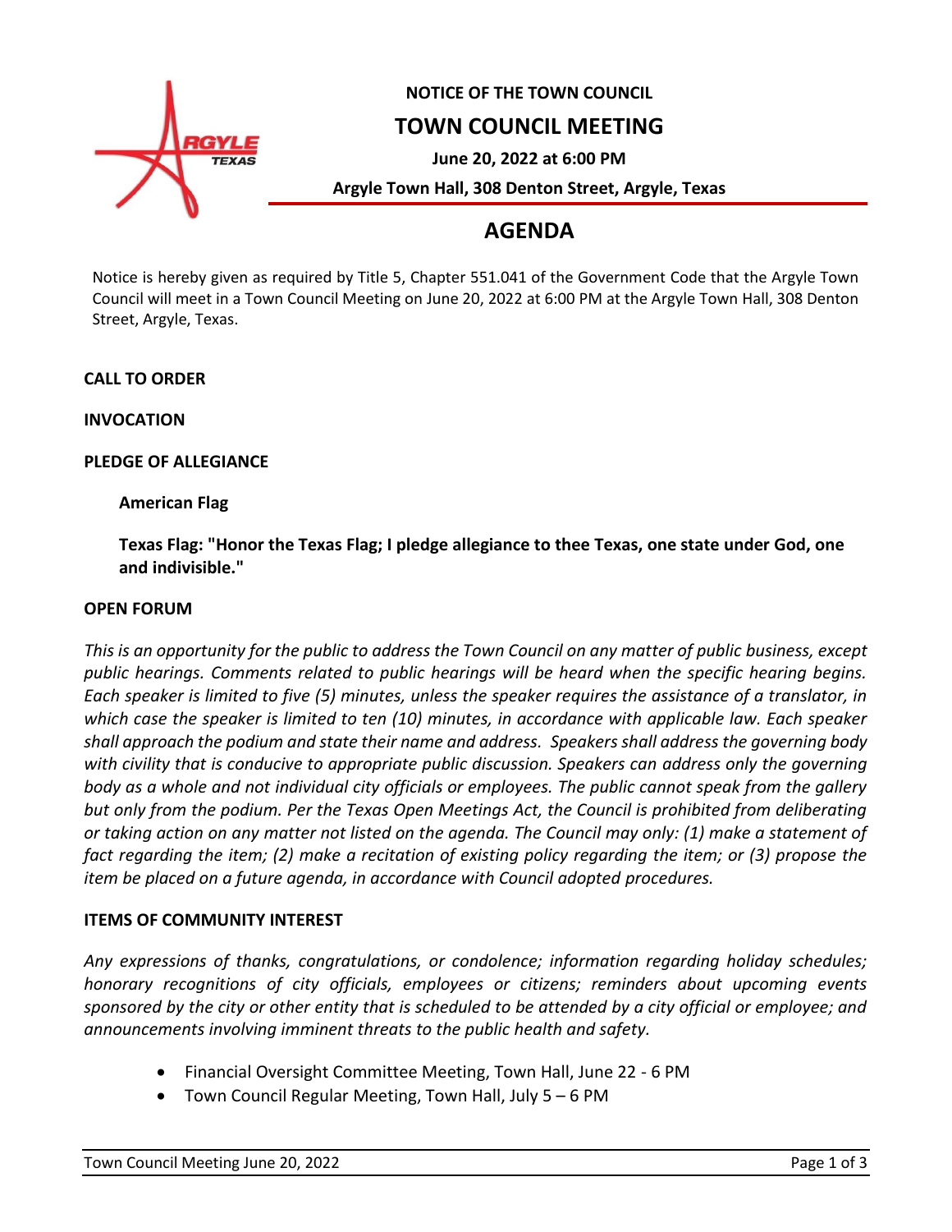**NOTICE OF THE TOWN COUNCIL**

# TOWN COUNCIL MEETING

**June 20, 2022 at 6:00 PM**

**Argyle Town Hall, 308 Denton Street, Argyle, Texas**

## AGENDA

Notice is hereby given as required by Title 5, Chapter 551.041 of the Government Code that the Argyle Town Council will meet in a Town Council Meeting on June 20, 2022 at 6:00 PM at the Argyle Town Hall, 308 Denton Street, Argyle, Texas.

**CALL TO ORDER**

**INVOCATION**

**PLEDGE OF ALLEGIANCE**

**American Flag**

**Texas Flag: "Honor the Texas Flag; I pledge allegiance to thee Texas, one state under God, one and indivisible."**

**OPEN FORUM**

*This is an opportunity for the public to address the Town Council on any matter of public business, except public hearings. Comments related to public hearings will be heard when the specific hearing begins. Each speaker is limited to five (5) minutes, unless the speaker requires the assistance of a translator, in which case the speaker is limited to ten (10) minutes, in accordance with applicable law. Each speaker shall approach the podium and state their name and address. Speakers shall address the governing body with civility that is conducive to appropriate public discussion. Speakers can address only the governing body as a whole and not individual city officials or employees. The public cannot speak from the gallery but only from the podium. Per the Texas Open Meetings Act, the Council is prohibited from deliberating or taking action on any matter not listed on the agenda. The Council may only: (1) make a statement of fact regarding the item; (2) make a recitation of existing policy regarding the item; or (3) propose the item be placed on a future agenda, in accordance with Council adopted procedures.*

**ITEMS OF COMMUNITY INTEREST**

*Any expressions of thanks, congratulations, or condolence; information regarding holiday schedules; honorary recognitions of city officials, employees or citizens; reminders about upcoming events sponsored by the city or other entity that is scheduled to be attended by a city official or employee; and announcements involving imminent threats to the public health and safety.*

- Financial Oversight Committee Meeting, Town Hall, June 22 - 6 PM
- Town Council Regular Meeting, Town Hall, July 5 – 6 PM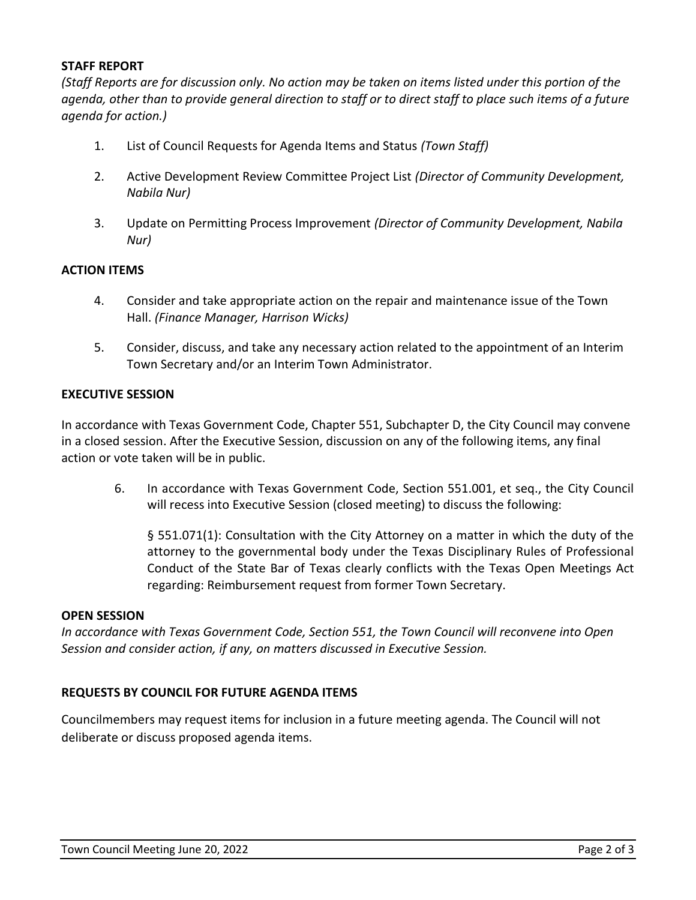**STAFF REPORT**

*(Staff Reports are for discussion only. No action may be taken on items listed under this portion of the agenda, other than to provide general direction to staff or to direct staff to place such items of a future agenda for action.)*

1. List of Council Requests for Agenda Items and Status *(Town Staff)*

2. Active Development Review Committee Project List *(Director of Community Development, Nabila Nur)*

3. Update on Permitting Process Improvement *(Director of Community Development, Nabila Nur)*

**ACTION ITEMS**

4. Consider and take appropriate action on the repair and maintenance issue of the Town Hall. *(Finance Manager, Harrison Wicks)*

5. Consider, discuss, and take any necessary action related to the appointment of an Interim Town Secretary and/or an Interim Town Administrator.

**EXECUTIVE SESSION**

In accordance with Texas Government Code, Chapter 551, Subchapter D, the City Council may convene in a closed session. After the Executive Session, discussion on any of the following items, any final action or vote taken will be in public.

6. In accordance with Texas Government Code, Section 551.001, et seq., the City Council will recess into Executive Session (closed meeting) to discuss the following:

   § 551.071(1): Consultation with the City Attorney on a matter in which the duty of the attorney to the governmental body under the Texas Disciplinary Rules of Professional Conduct of the State Bar of Texas clearly conflicts with the Texas Open Meetings Act regarding: Reimbursement request from former Town Secretary.

**OPEN SESSION**

*In accordance with Texas Government Code, Section 551, the Town Council will reconvene into Open Session and consider action, if any, on matters discussed in Executive Session.*

**REQUESTS BY COUNCIL FOR FUTURE AGENDA ITEMS**

Councilmembers may request items for inclusion in a future meeting agenda. The Council will not deliberate or discuss proposed agenda items.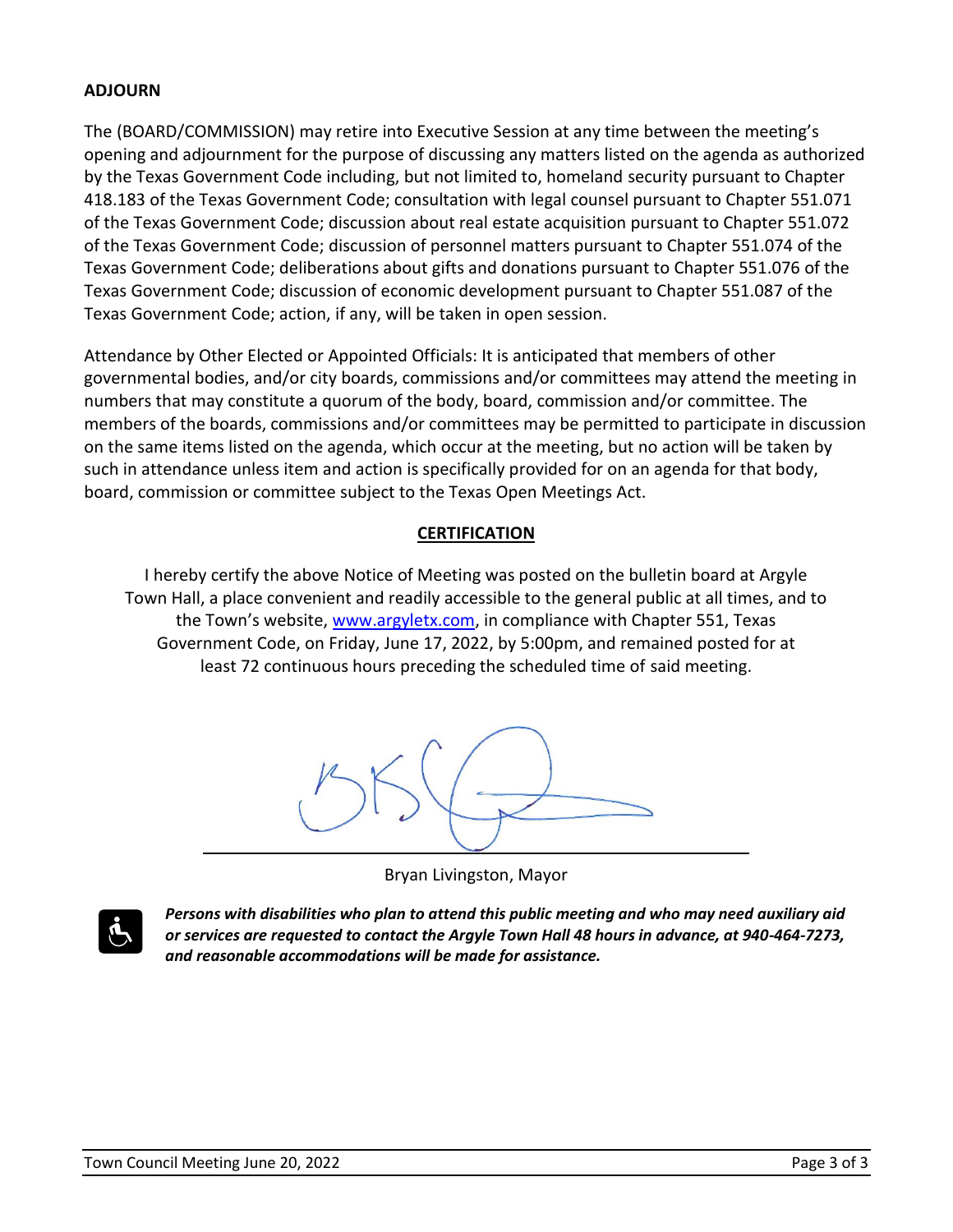**ADJOURN**

The (BOARD/COMMISSION) may retire into Executive Session at any time between the meeting's opening and adjournment for the purpose of discussing any matters listed on the agenda as authorized by the Texas Government Code including, but not limited to, homeland security pursuant to Chapter 418.183 of the Texas Government Code; consultation with legal counsel pursuant to Chapter 551.071 of the Texas Government Code; discussion about real estate acquisition pursuant to Chapter 551.072 of the Texas Government Code; discussion of personnel matters pursuant to Chapter 551.074 of the Texas Government Code; deliberations about gifts and donations pursuant to Chapter 551.076 of the Texas Government Code; discussion of economic development pursuant to Chapter 551.087 of the Texas Government Code; action, if any, will be taken in open session.

Attendance by Other Elected or Appointed Officials: It is anticipated that members of other governmental bodies, and/or city boards, commissions and/or committees may attend the meeting in numbers that may constitute a quorum of the body, board, commission and/or committee. The members of the boards, commissions and/or committees may be permitted to participate in discussion on the same items listed on the agenda, which occur at the meeting, but no action will be taken by such in attendance unless item and action is specifically provided for on an agenda for that body, board, commission or committee subject to the Texas Open Meetings Act.

**CERTIFICATION**

I hereby certify the above Notice of Meeting was posted on the bulletin board at Argyle Town Hall, a place convenient and readily accessible to the general public at all times, and to the Town's website, www.argyletx.com, in compliance with Chapter 551, Texas Government Code, on Friday, June 17, 2022, by 5:00pm, and remained posted for at least 72 continuous hours preceding the scheduled time of said meeting.

Bryan Livingston, Mayor

***Persons with disabilities who plan to attend this public meeting and who may need auxiliary aid or services are requested to contact the Argyle Town Hall 48 hours in advance, at 940-464-7273, and reasonable accommodations will be made for assistance.***